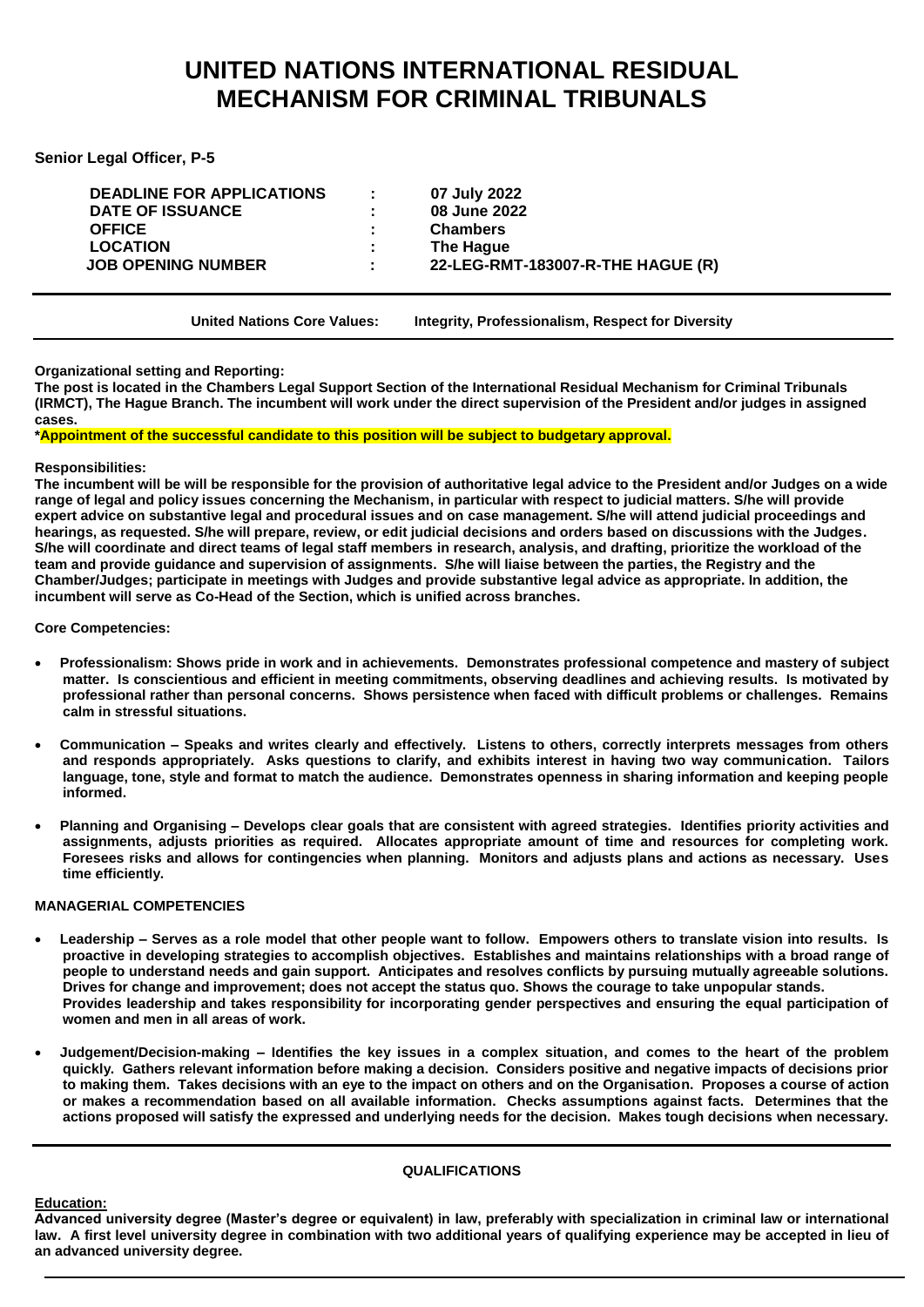# UNITED NATIONS INTERNATIONAL RESIDUAL MECHANISM FOR CRIMINAL TRIBUNALS

**Senior Legal Officer, P-5**

| | | |
|---|---|---|
| **DEADLINE FOR APPLICATIONS** | **:** | **07 July 2022** |
| **DATE OF ISSUANCE** | **:** | **08 June 2022** |
| **OFFICE** | **:** | **Chambers** |
| **LOCATION** | **:** | **The Hague** |
| **JOB OPENING NUMBER** | **:** | **22-LEG-RMT-183007-R-THE HAGUE (R)** |

---

**United Nations Core Values: Integrity, Professionalism, Respect for Diversity**

---

**Organizational setting and Reporting:**

**The post is located in the Chambers Legal Support Section of the International Residual Mechanism for Criminal Tribunals (IRMCT), The Hague Branch. The incumbent will work under the direct supervision of the President and/or judges in assigned cases.**

**\*Appointment of the successful candidate to this position will be subject to budgetary approval.**

**Responsibilities:**

**The incumbent will be will be responsible for the provision of authoritative legal advice to the President and/or Judges on a wide range of legal and policy issues concerning the Mechanism, in particular with respect to judicial matters. S/he will provide expert advice on substantive legal and procedural issues and on case management. S/he will attend judicial proceedings and hearings, as requested. S/he will prepare, review, or edit judicial decisions and orders based on discussions with the Judges. S/he will coordinate and direct teams of legal staff members in research, analysis, and drafting, prioritize the workload of the team and provide guidance and supervision of assignments. S/he will liaise between the parties, the Registry and the Chamber/Judges; participate in meetings with Judges and provide substantive legal advice as appropriate. In addition, the incumbent will serve as Co-Head of the Section, which is unified across branches.**

**Core Competencies:**

- **Professionalism: Shows pride in work and in achievements. Demonstrates professional competence and mastery of subject matter. Is conscientious and efficient in meeting commitments, observing deadlines and achieving results. Is motivated by professional rather than personal concerns. Shows persistence when faced with difficult problems or challenges. Remains calm in stressful situations.**

- **Communication – Speaks and writes clearly and effectively. Listens to others, correctly interprets messages from others and responds appropriately. Asks questions to clarify, and exhibits interest in having two way communication. Tailors language, tone, style and format to match the audience. Demonstrates openness in sharing information and keeping people informed.**

- **Planning and Organising – Develops clear goals that are consistent with agreed strategies. Identifies priority activities and assignments, adjusts priorities as required. Allocates appropriate amount of time and resources for completing work. Foresees risks and allows for contingencies when planning. Monitors and adjusts plans and actions as necessary. Uses time efficiently.**

**MANAGERIAL COMPETENCIES**

- **Leadership – Serves as a role model that other people want to follow. Empowers others to translate vision into results. Is proactive in developing strategies to accomplish objectives. Establishes and maintains relationships with a broad range of people to understand needs and gain support. Anticipates and resolves conflicts by pursuing mutually agreeable solutions. Drives for change and improvement; does not accept the status quo. Shows the courage to take unpopular stands. Provides leadership and takes responsibility for incorporating gender perspectives and ensuring the equal participation of women and men in all areas of work.**

- **Judgement/Decision-making – Identifies the key issues in a complex situation, and comes to the heart of the problem quickly. Gathers relevant information before making a decision. Considers positive and negative impacts of decisions prior to making them. Takes decisions with an eye to the impact on others and on the Organisation. Proposes a course of action or makes a recommendation based on all available information. Checks assumptions against facts. Determines that the actions proposed will satisfy the expressed and underlying needs for the decision. Makes tough decisions when necessary.**

---

**QUALIFICATIONS**

**Education:**

**Advanced university degree (Master's degree or equivalent) in law, preferably with specialization in criminal law or international law. A first level university degree in combination with two additional years of qualifying experience may be accepted in lieu of an advanced university degree.**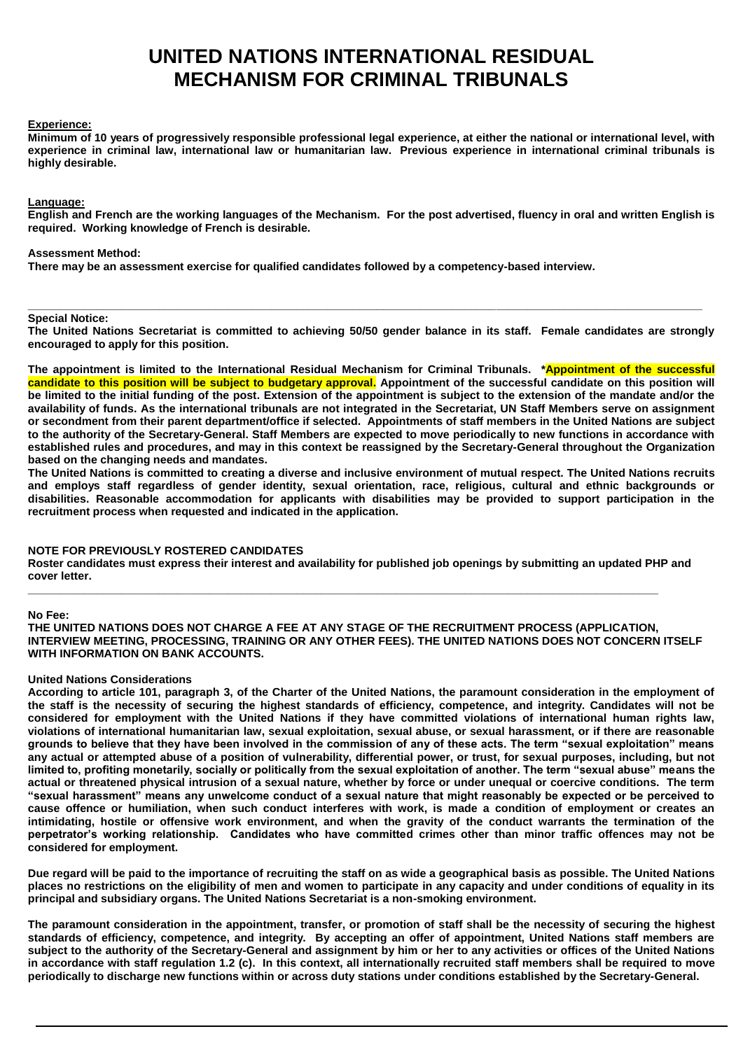# UNITED NATIONS INTERNATIONAL RESIDUAL MECHANISM FOR CRIMINAL TRIBUNALS

**Experience:**

**Minimum of 10 years of progressively responsible professional legal experience, at either the national or international level, with experience in criminal law, international law or humanitarian law. Previous experience in international criminal tribunals is highly desirable.**

**Language:**

**English and French are the working languages of the Mechanism. For the post advertised, fluency in oral and written English is required. Working knowledge of French is desirable.**

**Assessment Method:**

**There may be an assessment exercise for qualified candidates followed by a competency-based interview.**

---

**Special Notice:**

**The United Nations Secretariat is committed to achieving 50/50 gender balance in its staff. Female candidates are strongly encouraged to apply for this position.**

**The appointment is limited to the International Residual Mechanism for Criminal Tribunals. *Appointment of the successful candidate to this position will be subject to budgetary approval. Appointment of the successful candidate on this position will be limited to the initial funding of the post. Extension of the appointment is subject to the extension of the mandate and/or the availability of funds. As the international tribunals are not integrated in the Secretariat, UN Staff Members serve on assignment or secondment from their parent department/office if selected. Appointments of staff members in the United Nations are subject to the authority of the Secretary-General. Staff Members are expected to move periodically to new functions in accordance with established rules and procedures, and may in this context be reassigned by the Secretary-General throughout the Organization based on the changing needs and mandates.**

**The United Nations is committed to creating a diverse and inclusive environment of mutual respect. The United Nations recruits and employs staff regardless of gender identity, sexual orientation, race, religious, cultural and ethnic backgrounds or disabilities. Reasonable accommodation for applicants with disabilities may be provided to support participation in the recruitment process when requested and indicated in the application.**

**NOTE FOR PREVIOUSLY ROSTERED CANDIDATES**

**Roster candidates must express their interest and availability for published job openings by submitting an updated PHP and cover letter.**

---

**No Fee:**

**THE UNITED NATIONS DOES NOT CHARGE A FEE AT ANY STAGE OF THE RECRUITMENT PROCESS (APPLICATION, INTERVIEW MEETING, PROCESSING, TRAINING OR ANY OTHER FEES). THE UNITED NATIONS DOES NOT CONCERN ITSELF WITH INFORMATION ON BANK ACCOUNTS.**

**United Nations Considerations**

**According to article 101, paragraph 3, of the Charter of the United Nations, the paramount consideration in the employment of the staff is the necessity of securing the highest standards of efficiency, competence, and integrity. Candidates will not be considered for employment with the United Nations if they have committed violations of international human rights law, violations of international humanitarian law, sexual exploitation, sexual abuse, or sexual harassment, or if there are reasonable grounds to believe that they have been involved in the commission of any of these acts. The term "sexual exploitation" means any actual or attempted abuse of a position of vulnerability, differential power, or trust, for sexual purposes, including, but not limited to, profiting monetarily, socially or politically from the sexual exploitation of another. The term "sexual abuse" means the actual or threatened physical intrusion of a sexual nature, whether by force or under unequal or coercive conditions. The term "sexual harassment" means any unwelcome conduct of a sexual nature that might reasonably be expected or be perceived to cause offence or humiliation, when such conduct interferes with work, is made a condition of employment or creates an intimidating, hostile or offensive work environment, and when the gravity of the conduct warrants the termination of the perpetrator's working relationship. Candidates who have committed crimes other than minor traffic offences may not be considered for employment.**

**Due regard will be paid to the importance of recruiting the staff on as wide a geographical basis as possible. The United Nations places no restrictions on the eligibility of men and women to participate in any capacity and under conditions of equality in its principal and subsidiary organs. The United Nations Secretariat is a non-smoking environment.**

**The paramount consideration in the appointment, transfer, or promotion of staff shall be the necessity of securing the highest standards of efficiency, competence, and integrity. By accepting an offer of appointment, United Nations staff members are subject to the authority of the Secretary-General and assignment by him or her to any activities or offices of the United Nations in accordance with staff regulation 1.2 (c). In this context, all internationally recruited staff members shall be required to move periodically to discharge new functions within or across duty stations under conditions established by the Secretary-General.**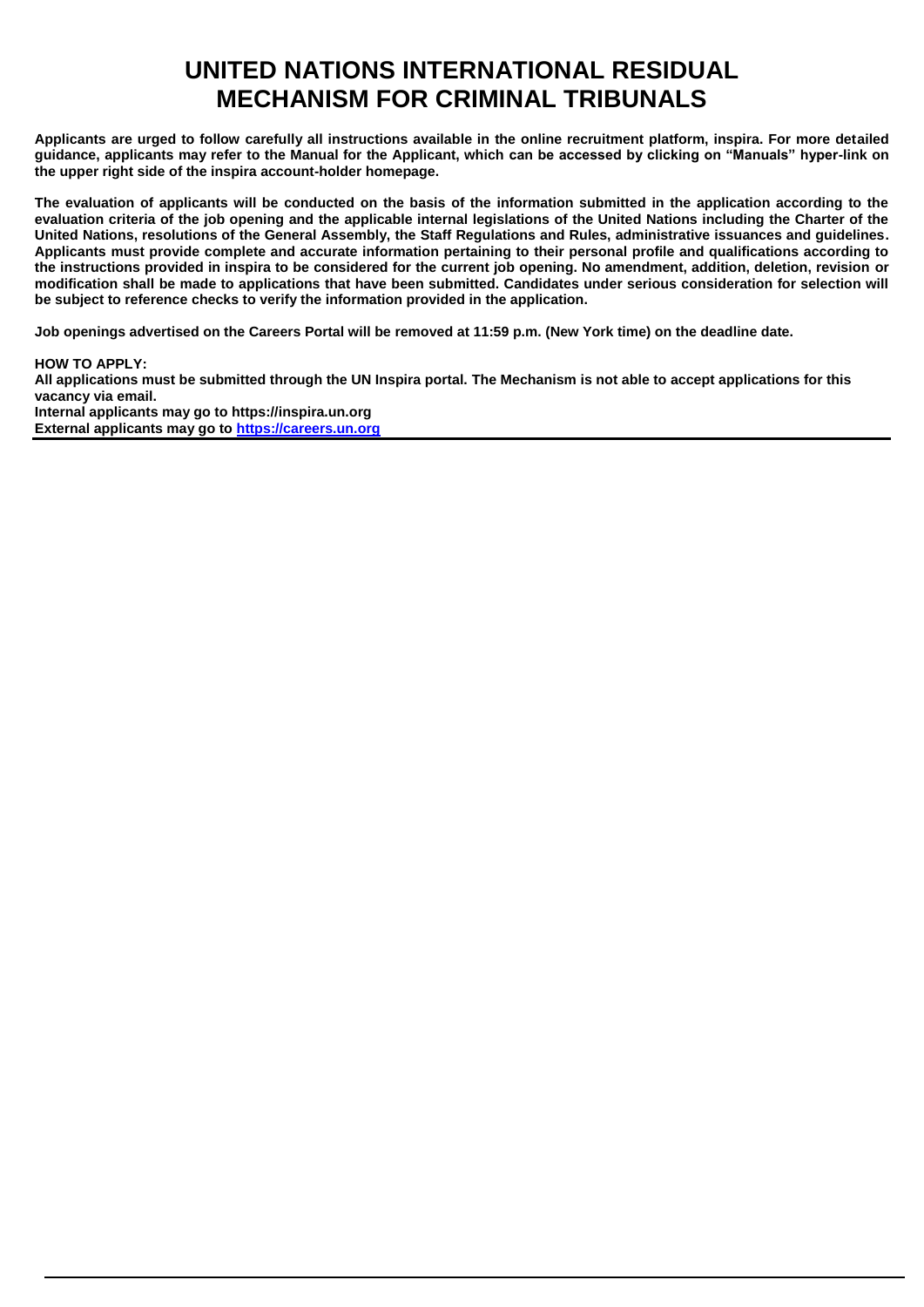# UNITED NATIONS INTERNATIONAL RESIDUAL MECHANISM FOR CRIMINAL TRIBUNALS

**Applicants are urged to follow carefully all instructions available in the online recruitment platform, inspira. For more detailed guidance, applicants may refer to the Manual for the Applicant, which can be accessed by clicking on "Manuals" hyper-link on the upper right side of the inspira account-holder homepage.**

**The evaluation of applicants will be conducted on the basis of the information submitted in the application according to the evaluation criteria of the job opening and the applicable internal legislations of the United Nations including the Charter of the United Nations, resolutions of the General Assembly, the Staff Regulations and Rules, administrative issuances and guidelines. Applicants must provide complete and accurate information pertaining to their personal profile and qualifications according to the instructions provided in inspira to be considered for the current job opening. No amendment, addition, deletion, revision or modification shall be made to applications that have been submitted. Candidates under serious consideration for selection will be subject to reference checks to verify the information provided in the application.**

**Job openings advertised on the Careers Portal will be removed at 11:59 p.m. (New York time) on the deadline date.**

**HOW TO APPLY:**
**All applications must be submitted through the UN Inspira portal. The Mechanism is not able to accept applications for this vacancy via email.**
**Internal applicants may go to https://inspira.un.org**
**External applicants may go to [https://careers.un.org](https://careers.un.org)**